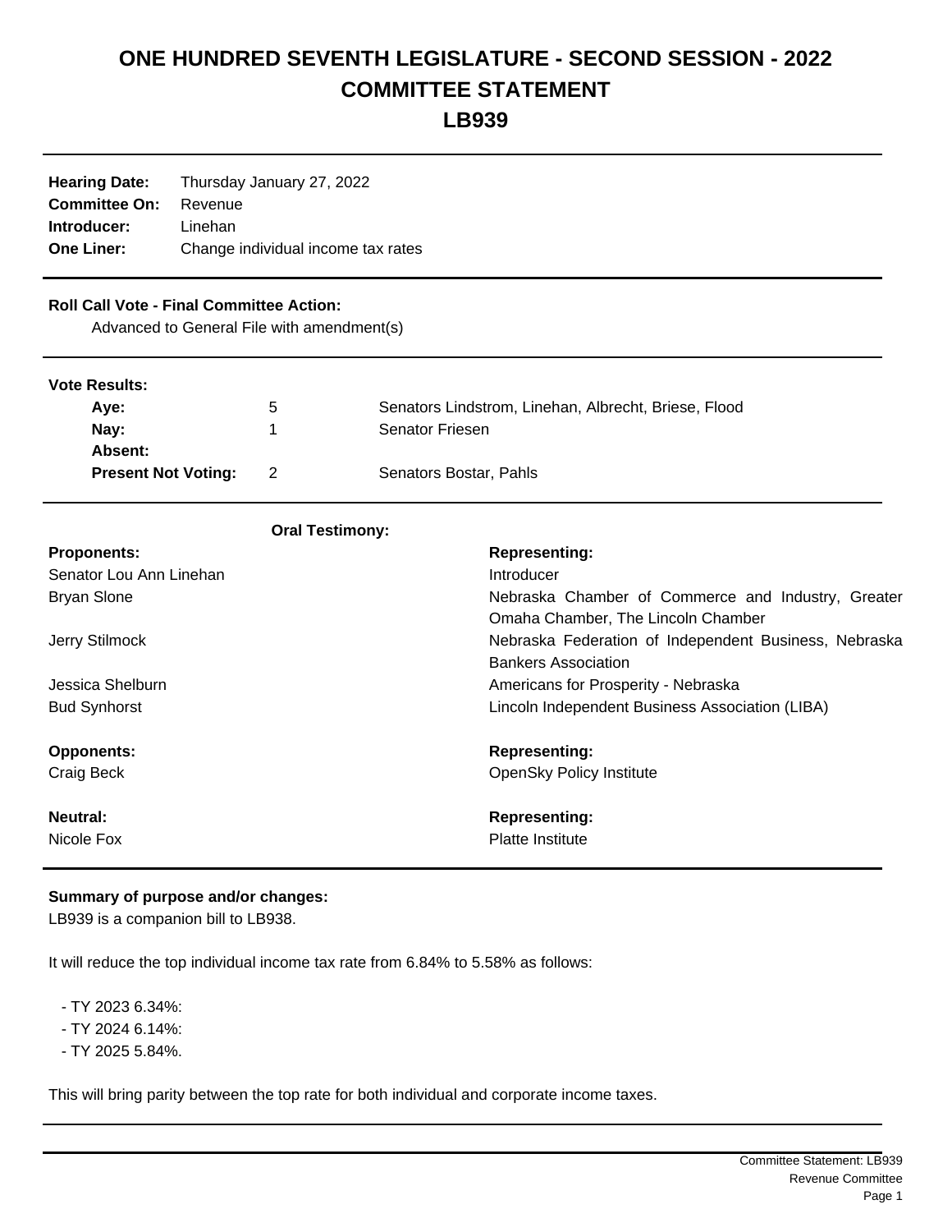# ONE HUNDRED SEVENTH LEGISLATURE - SECOND SESSION - 2022
# COMMITTEE STATEMENT
# LB939

| | |
|---|---|
| **Hearing Date:** | Thursday January 27, 2022 |
| **Committee On:** | Revenue |
| **Introducer:** | Linehan |
| **One Liner:** | Change individual income tax rates |

**Roll Call Vote - Final Committee Action:**

Advanced to General File with amendment(s)

**Vote Results:**

| | | |
|---|---|---|
| **Aye:** | 5 | Senators Lindstrom, Linehan, Albrecht, Briese, Flood |
| **Nay:** | 1 | Senator Friesen |
| **Absent:** | | |
| **Present Not Voting:** | 2 | Senators Bostar, Pahls |

**Oral Testimony:**

| **Proponents:** | **Representing:** |
|---|---|
| Senator Lou Ann Linehan | Introducer |
| Bryan Slone | Nebraska Chamber of Commerce and Industry, Greater Omaha Chamber, The Lincoln Chamber |
| Jerry Stilmock | Nebraska Federation of Independent Business, Nebraska Bankers Association |
| Jessica Shelburn | Americans for Prosperity - Nebraska |
| Bud Synhorst | Lincoln Independent Business Association (LIBA) |

| **Opponents:** | **Representing:** |
|---|---|
| Craig Beck | OpenSky Policy Institute |

| **Neutral:** | **Representing:** |
|---|---|
| Nicole Fox | Platte Institute |

**Summary of purpose and/or changes:**

LB939 is a companion bill to LB938.

It will reduce the top individual income tax rate from 6.84% to 5.58% as follows:

- TY 2023 6.34%:
- TY 2024 6.14%:
- TY 2025 5.84%.

This will bring parity between the top rate for both individual and corporate income taxes.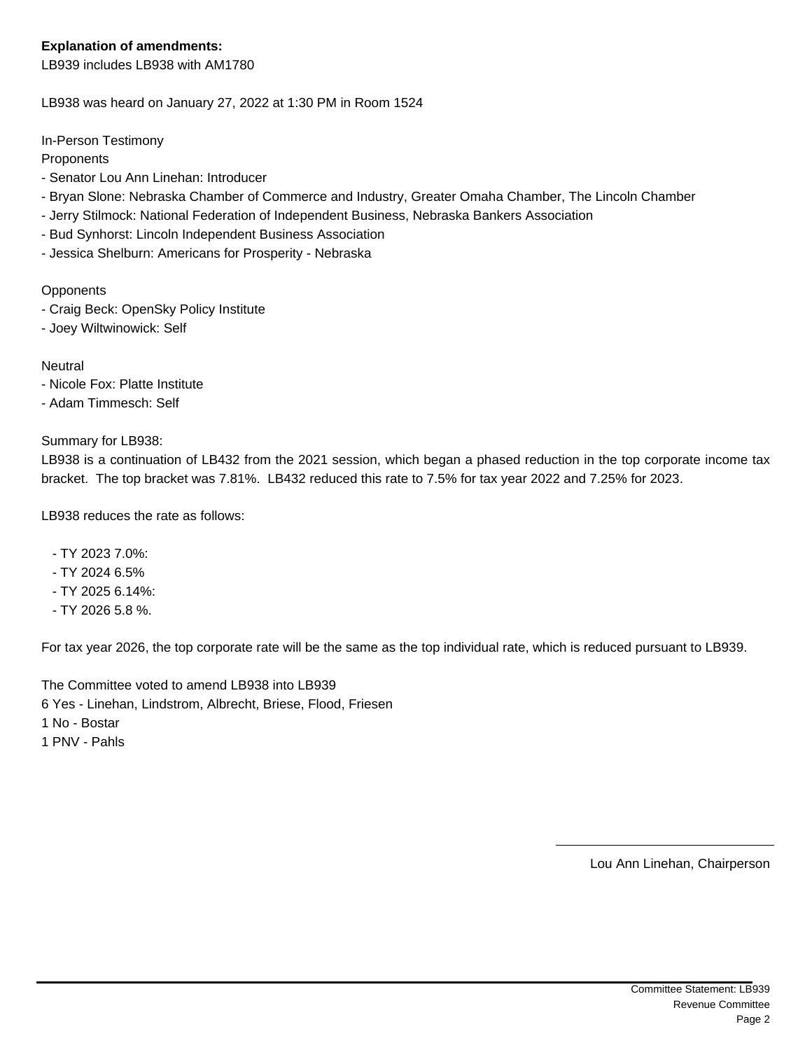**Explanation of amendments:**

LB939 includes LB938 with AM1780

LB938 was heard on January 27, 2022 at 1:30 PM in Room 1524

In-Person Testimony

Proponents

- Senator Lou Ann Linehan: Introducer
- Bryan Slone: Nebraska Chamber of Commerce and Industry, Greater Omaha Chamber, The Lincoln Chamber
- Jerry Stilmock: National Federation of Independent Business, Nebraska Bankers Association
- Bud Synhorst: Lincoln Independent Business Association
- Jessica Shelburn: Americans for Prosperity - Nebraska

Opponents

- Craig Beck: OpenSky Policy Institute
- Joey Wiltwinowick: Self

Neutral

- Nicole Fox: Platte Institute
- Adam Timmesch: Self

Summary for LB938:

LB938 is a continuation of LB432 from the 2021 session, which began a phased reduction in the top corporate income tax bracket. The top bracket was 7.81%. LB432 reduced this rate to 7.5% for tax year 2022 and 7.25% for 2023.

LB938 reduces the rate as follows:

- TY 2023 7.0%:
- TY 2024 6.5%
- TY 2025 6.14%:
- TY 2026 5.8 %.

For tax year 2026, the top corporate rate will be the same as the top individual rate, which is reduced pursuant to LB939.

The Committee voted to amend LB938 into LB939

6 Yes - Linehan, Lindstrom, Albrecht, Briese, Flood, Friesen

1 No - Bostar

1 PNV - Pahls

Lou Ann Linehan, Chairperson